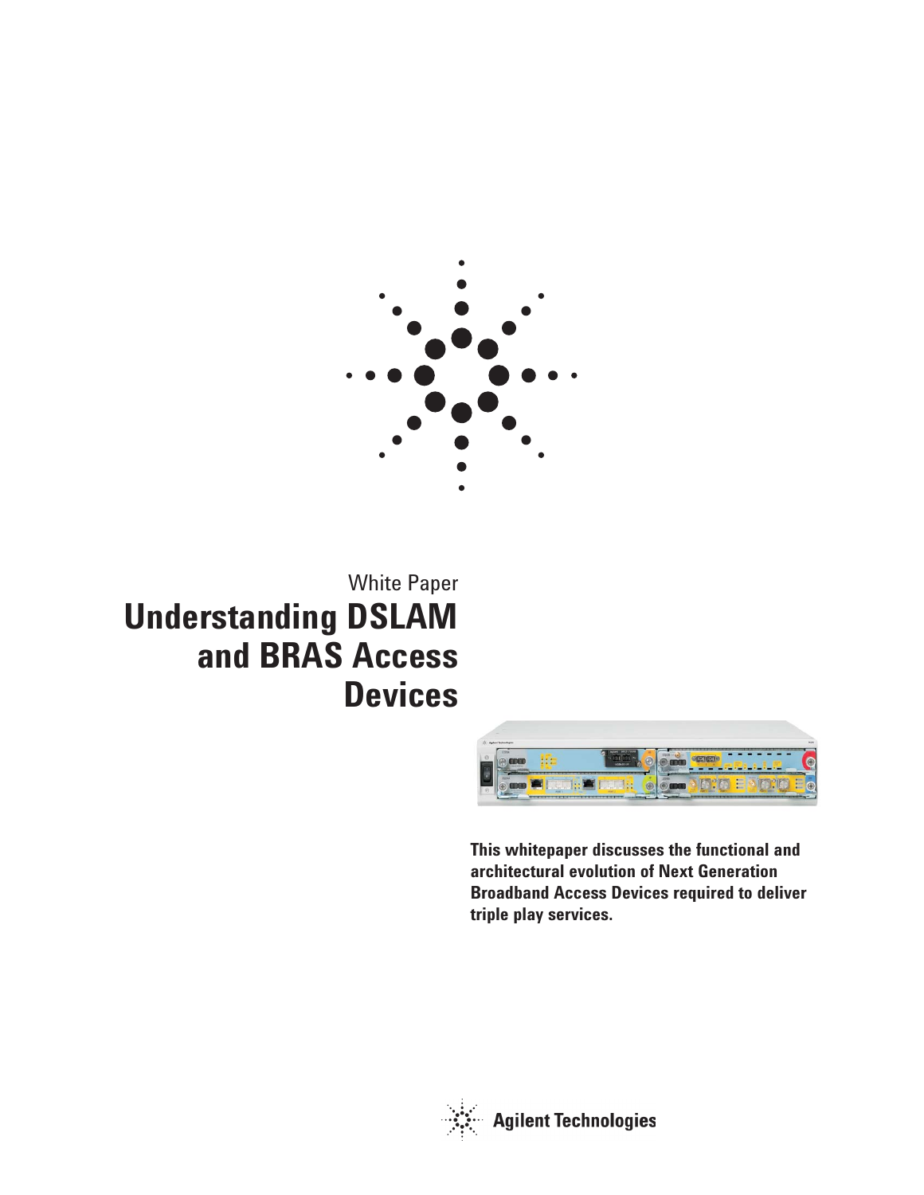White Paper

# Understanding DSLAM and BRAS Access Devices

**This whitepaper discusses the functional and architectural evolution of Next Generation Broadband Access Devices required to deliver triple play services.**

Agilent Technologies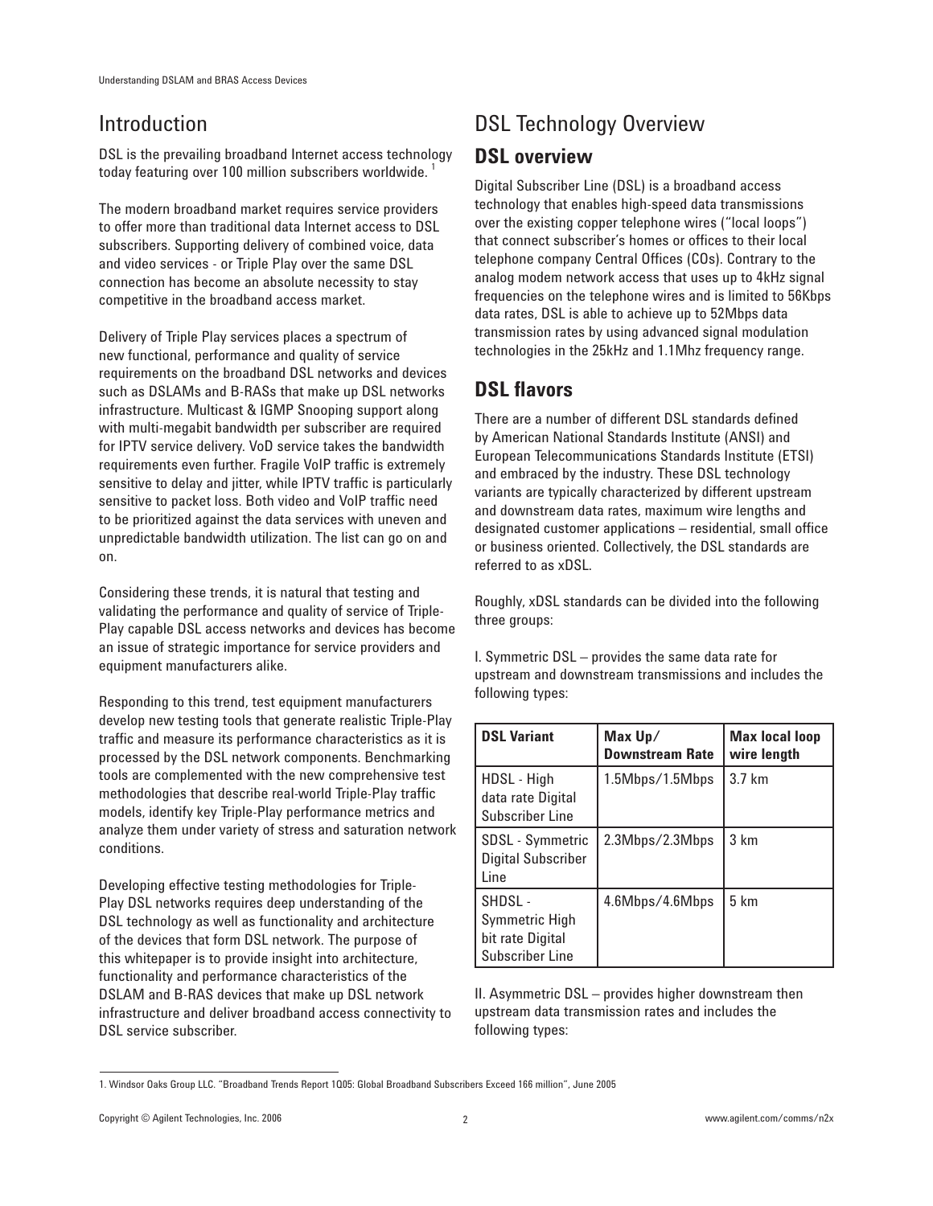# Introduction

DSL is the prevailing broadband Internet access technology today featuring over 100 million subscribers worldwide. [1]

The modern broadband market requires service providers to offer more than traditional data Internet access to DSL subscribers. Supporting delivery of combined voice, data and video services - or Triple Play over the same DSL connection has become an absolute necessity to stay competitive in the broadband access market.

Delivery of Triple Play services places a spectrum of new functional, performance and quality of service requirements on the broadband DSL networks and devices such as DSLAMs and B-RASs that make up DSL networks infrastructure. Multicast & IGMP Snooping support along with multi-megabit bandwidth per subscriber are required for IPTV service delivery. VoD service takes the bandwidth requirements even further. Fragile VoIP traffic is extremely sensitive to delay and jitter, while IPTV traffic is particularly sensitive to packet loss. Both video and VoIP traffic need to be prioritized against the data services with uneven and unpredictable bandwidth utilization. The list can go on and on.

Considering these trends, it is natural that testing and validating the performance and quality of service of Triple-Play capable DSL access networks and devices has become an issue of strategic importance for service providers and equipment manufacturers alike.

Responding to this trend, test equipment manufacturers develop new testing tools that generate realistic Triple-Play traffic and measure its performance characteristics as it is processed by the DSL network components. Benchmarking tools are complemented with the new comprehensive test methodologies that describe real-world Triple-Play traffic models, identify key Triple-Play performance metrics and analyze them under variety of stress and saturation network conditions.

Developing effective testing methodologies for Triple-Play DSL networks requires deep understanding of the DSL technology as well as functionality and architecture of the devices that form DSL network. The purpose of this whitepaper is to provide insight into architecture, functionality and performance characteristics of the DSLAM and B-RAS devices that make up DSL network infrastructure and deliver broadband access connectivity to DSL service subscriber.

# DSL Technology Overview

## DSL overview

Digital Subscriber Line (DSL) is a broadband access technology that enables high-speed data transmissions over the existing copper telephone wires ("local loops") that connect subscriber's homes or offices to their local telephone company Central Offices (COs). Contrary to the analog modem network access that uses up to 4kHz signal frequencies on the telephone wires and is limited to 56Kbps data rates, DSL is able to achieve up to 52Mbps data transmission rates by using advanced signal modulation technologies in the 25kHz and 1.1Mhz frequency range.

## DSL flavors

There are a number of different DSL standards defined by American National Standards Institute (ANSI) and European Telecommunications Standards Institute (ETSI) and embraced by the industry. These DSL technology variants are typically characterized by different upstream and downstream data rates, maximum wire lengths and designated customer applications – residential, small office or business oriented. Collectively, the DSL standards are referred to as xDSL.

Roughly, xDSL standards can be divided into the following three groups:

I. Symmetric DSL – provides the same data rate for upstream and downstream transmissions and includes the following types:

| DSL Variant | Max Up/ Downstream Rate | Max local loop wire length |
|---|---|---|
| HDSL - High data rate Digital Subscriber Line | 1.5Mbps/1.5Mbps | 3.7 km |
| SDSL - Symmetric Digital Subscriber Line | 2.3Mbps/2.3Mbps | 3 km |
| SHDSL - Symmetric High bit rate Digital Subscriber Line | 4.6Mbps/4.6Mbps | 5 km |

II. Asymmetric DSL – provides higher downstream then upstream data transmission rates and includes the following types:

1. Windsor Oaks Group LLC. "Broadband Trends Report 1Q05: Global Broadband Subscribers Exceed 166 million", June 2005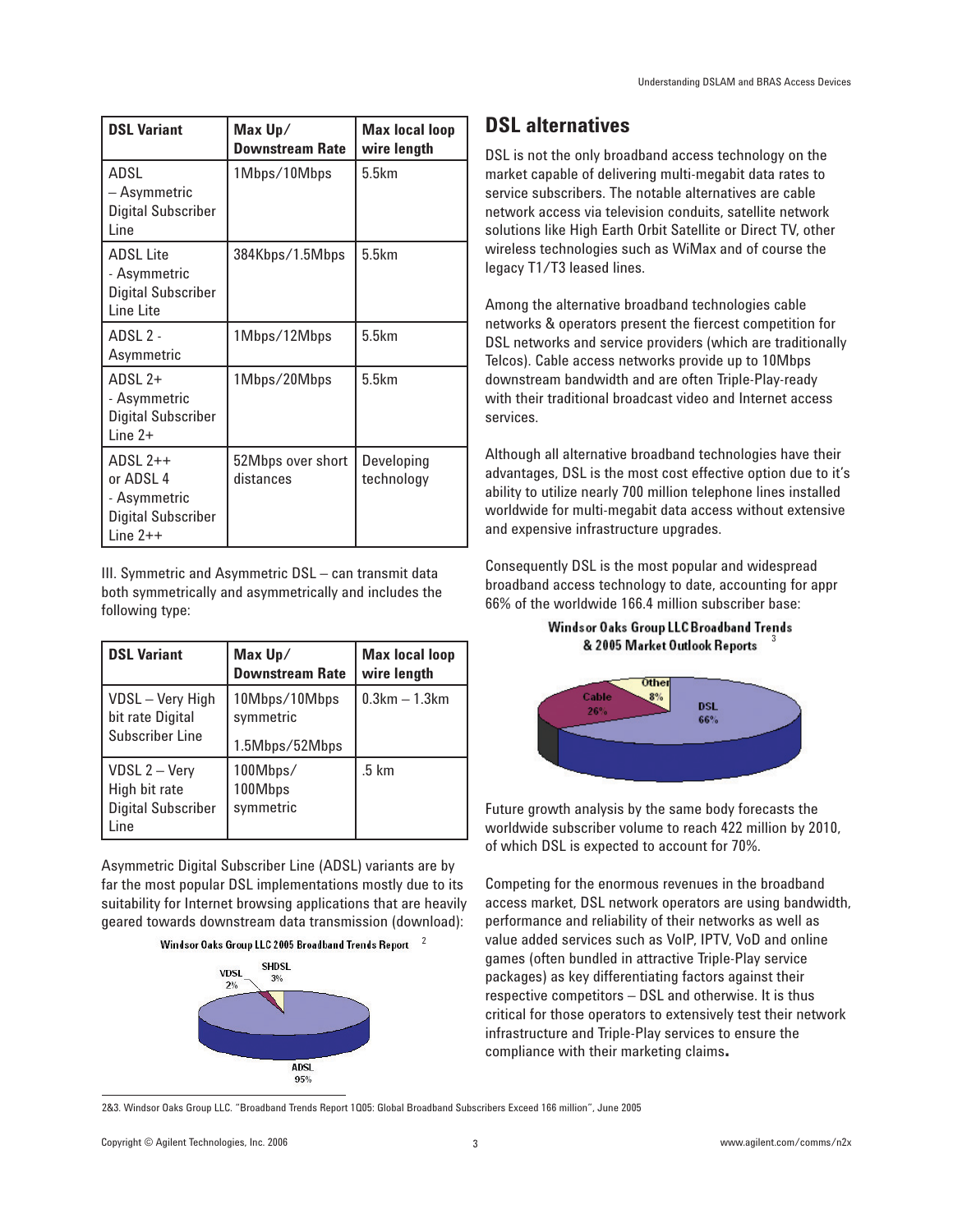| DSL Variant | Max Up/ Downstream Rate | Max local loop wire length |
|---|---|---|
| ADSL – Asymmetric Digital Subscriber Line | 1Mbps/10Mbps | 5.5km |
| ADSL Lite - Asymmetric Digital Subscriber Line Lite | 384Kbps/1.5Mbps | 5.5km |
| ADSL 2 - Asymmetric | 1Mbps/12Mbps | 5.5km |
| ADSL 2+ - Asymmetric Digital Subscriber Line 2+ | 1Mbps/20Mbps | 5.5km |
| ADSL 2++ or ADSL 4 - Asymmetric Digital Subscriber Line 2++ | 52Mbps over short distances | Developing technology |

III. Symmetric and Asymmetric DSL – can transmit data both symmetrically and asymmetrically and includes the following type:

| DSL Variant | Max Up/ Downstream Rate | Max local loop wire length |
|---|---|---|
| VDSL – Very High bit rate Digital Subscriber Line | 10Mbps/10Mbps symmetric<br>1.5Mbps/52Mbps | 0.3km – 1.3km |
| VDSL 2 – Very High bit rate Digital Subscriber Line | 100Mbps/ 100Mbps symmetric | .5 km |

Asymmetric Digital Subscriber Line (ADSL) variants are by far the most popular DSL implementations mostly due to its suitability for Internet browsing applications that are heavily geared towards downstream data transmission (download):

Windsor Oaks Group LLC 2005 Broadband Trends Report [2]

VDSL 2%, SHDSL 3%, ADSL 95%

## DSL alternatives

DSL is not the only broadband access technology on the market capable of delivering multi-megabit data rates to service subscribers. The notable alternatives are cable network access via television conduits, satellite network solutions like High Earth Orbit Satellite or Direct TV, other wireless technologies such as WiMax and of course the legacy T1/T3 leased lines.

Among the alternative broadband technologies cable networks & operators present the fiercest competition for DSL networks and service providers (which are traditionally Telcos). Cable access networks provide up to 10Mbps downstream bandwidth and are often Triple-Play-ready with their traditional broadcast video and Internet access services.

Although all alternative broadband technologies have their advantages, DSL is the most cost effective option due to it's ability to utilize nearly 700 million telephone lines installed worldwide for multi-megabit data access without extensive and expensive infrastructure upgrades.

Consequently DSL is the most popular and widespread broadband access technology to date, accounting for appr 66% of the worldwide 166.4 million subscriber base:

Windsor Oaks Group LLC Broadband Trends & 2005 Market Outlook Reports [3]

Cable 26%, Other 8%, DSL 66%

Future growth analysis by the same body forecasts the worldwide subscriber volume to reach 422 million by 2010, of which DSL is expected to account for 70%.

Competing for the enormous revenues in the broadband access market, DSL network operators are using bandwidth, performance and reliability of their networks as well as value added services such as VoIP, IPTV, VoD and online games (often bundled in attractive Triple-Play service packages) as key differentiating factors against their respective competitors – DSL and otherwise. It is thus critical for those operators to extensively test their network infrastructure and Triple-Play services to ensure the compliance with their marketing claims.

2&3. Windsor Oaks Group LLC. "Broadband Trends Report 1Q05: Global Broadband Subscribers Exceed 166 million", June 2005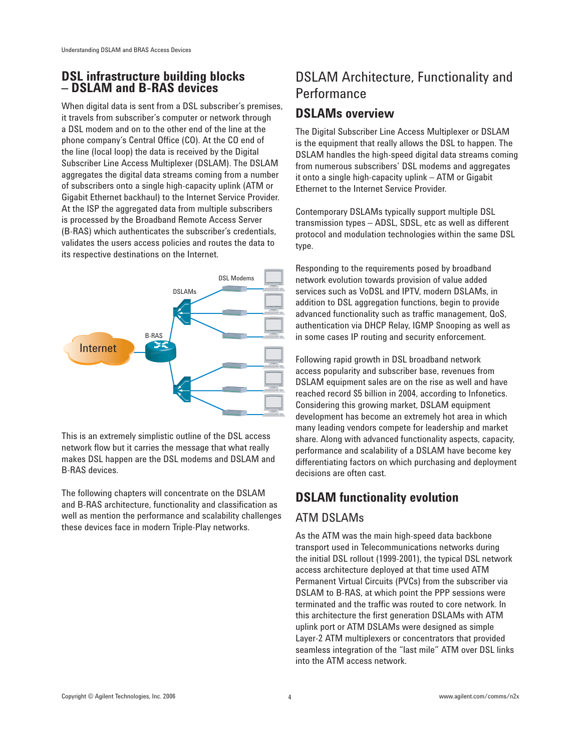## DSL infrastructure building blocks – DSLAM and B-RAS devices

When digital data is sent from a DSL subscriber's premises, it travels from subscriber's computer or network through a DSL modem and on to the other end of the line at the phone company's Central Office (CO). At the CO end of the line (local loop) the data is received by the Digital Subscriber Line Access Multiplexer (DSLAM). The DSLAM aggregates the digital data streams coming from a number of subscribers onto a single high-capacity uplink (ATM or Gigabit Ethernet backhaul) to the Internet Service Provider. At the ISP the aggregated data from multiple subscribers is processed by the Broadband Remote Access Server (B-RAS) which authenticates the subscriber's credentials, validates the users access policies and routes the data to its respective destinations on the Internet.

This is an extremely simplistic outline of the DSL access network flow but it carries the message that what really makes DSL happen are the DSL modems and DSLAM and B-RAS devices.

The following chapters will concentrate on the DSLAM and B-RAS architecture, functionality and classification as well as mention the performance and scalability challenges these devices face in modern Triple-Play networks.

# DSLAM Architecture, Functionality and Performance

## DSLAMs overview

The Digital Subscriber Line Access Multiplexer or DSLAM is the equipment that really allows the DSL to happen. The DSLAM handles the high-speed digital data streams coming from numerous subscribers' DSL modems and aggregates it onto a single high-capacity uplink – ATM or Gigabit Ethernet to the Internet Service Provider.

Contemporary DSLAMs typically support multiple DSL transmission types – ADSL, SDSL, etc as well as different protocol and modulation technologies within the same DSL type.

Responding to the requirements posed by broadband network evolution towards provision of value added services such as VoDSL and IPTV, modern DSLAMs, in addition to DSL aggregation functions, begin to provide advanced functionality such as traffic management, QoS, authentication via DHCP Relay, IGMP Snooping as well as in some cases IP routing and security enforcement.

Following rapid growth in DSL broadband network access popularity and subscriber base, revenues from DSLAM equipment sales are on the rise as well and have reached record $5 billion in 2004, according to Infonetics. Considering this growing market, DSLAM equipment development has become an extremely hot area in which many leading vendors compete for leadership and market share. Along with advanced functionality aspects, capacity, performance and scalability of a DSLAM have become key differentiating factors on which purchasing and deployment decisions are often cast.

## DSLAM functionality evolution

### ATM DSLAMs

As the ATM was the main high-speed data backbone transport used in Telecommunications networks during the initial DSL rollout (1999-2001), the typical DSL network access architecture deployed at that time used ATM Permanent Virtual Circuits (PVCs) from the subscriber via DSLAM to B-RAS, at which point the PPP sessions were terminated and the traffic was routed to core network. In this architecture the first generation DSLAMs with ATM uplink port or ATM DSLAMs were designed as simple Layer-2 ATM multiplexers or concentrators that provided seamless integration of the "last mile" ATM over DSL links into the ATM access network.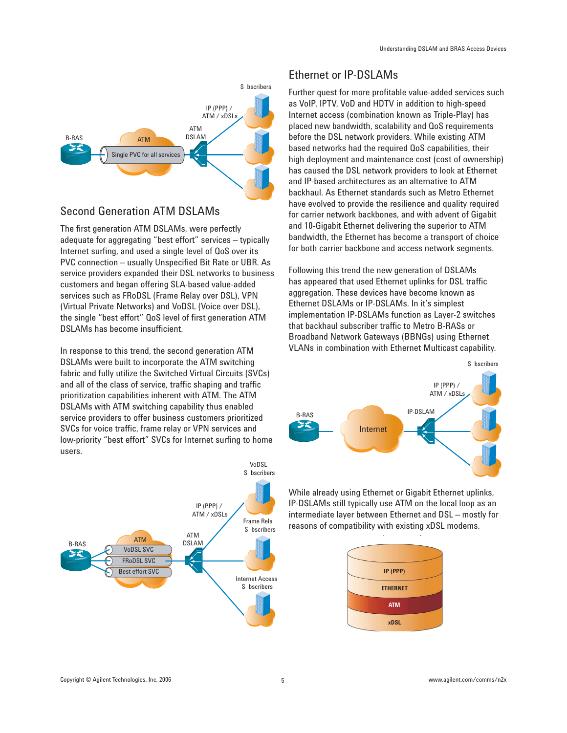## Second Generation ATM DSLAMs

The first generation ATM DSLAMs, were perfectly adequate for aggregating "best effort" services – typically Internet surfing, and used a single level of QoS over its PVC connection – usually Unspecified Bit Rate or UBR. As service providers expanded their DSL networks to business customers and began offering SLA-based value-added services such as FRoDSL (Frame Relay over DSL), VPN (Virtual Private Networks) and VoDSL (Voice over DSL), the single "best effort" QoS level of first generation ATM DSLAMs has become insufficient.

In response to this trend, the second generation ATM DSLAMs were built to incorporate the ATM switching fabric and fully utilize the Switched Virtual Circuits (SVCs) and all of the class of service, traffic shaping and traffic prioritization capabilities inherent with ATM. The ATM DSLAMs with ATM switching capability thus enabled service providers to offer business customers prioritized SVCs for voice traffic, frame relay or VPN services and low-priority "best effort" SVCs for Internet surfing to home users.

## Ethernet or IP-DSLAMs

Further quest for more profitable value-added services such as VoIP, IPTV, VoD and HDTV in addition to high-speed Internet access (combination known as Triple-Play) has placed new bandwidth, scalability and QoS requirements before the DSL network providers. While existing ATM based networks had the required QoS capabilities, their high deployment and maintenance cost (cost of ownership) has caused the DSL network providers to look at Ethernet and IP-based architectures as an alternative to ATM backhaul. As Ethernet standards such as Metro Ethernet have evolved to provide the resilience and quality required for carrier network backbones, and with advent of Gigabit and 10-Gigabit Ethernet delivering the superior to ATM bandwidth, the Ethernet has become a transport of choice for both carrier backbone and access network segments.

Following this trend the new generation of DSLAMs has appeared that used Ethernet uplinks for DSL traffic aggregation. These devices have become known as Ethernet DSLAMs or IP-DSLAMs. In it's simplest implementation IP-DSLAMs function as Layer-2 switches that backhaul subscriber traffic to Metro B-RASs or Broadband Network Gateways (BBNGs) using Ethernet VLANs in combination with Ethernet Multicast capability.

While already using Ethernet or Gigabit Ethernet uplinks, IP-DSLAMs still typically use ATM on the local loop as an intermediate layer between Ethernet and DSL – mostly for reasons of compatibility with existing xDSL modems.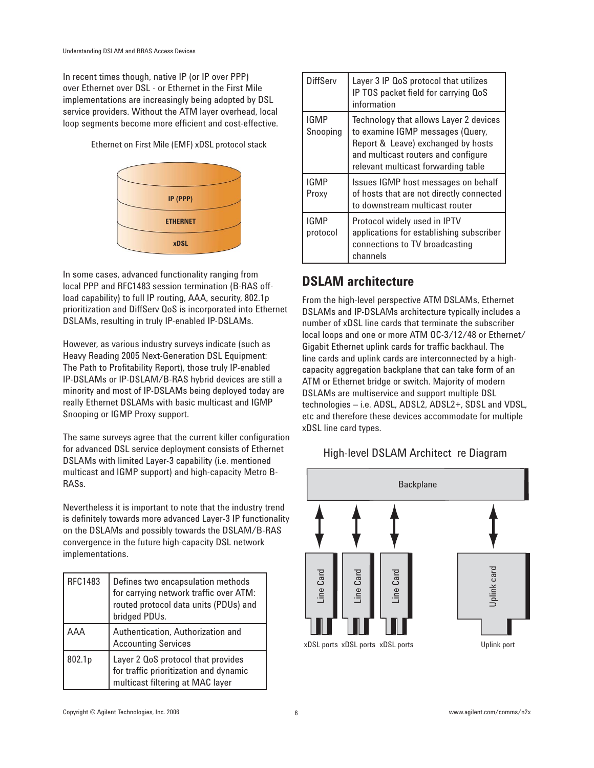In recent times though, native IP (or IP over PPP) over Ethernet over DSL - or Ethernet in the First Mile implementations are increasingly being adopted by DSL service providers. Without the ATM layer overhead, local loop segments become more efficient and cost-effective.

Ethernet on First Mile (EMF) xDSL protocol stack

IP (PPP)

ETHERNET

xDSL

In some cases, advanced functionality ranging from local PPP and RFC1483 session termination (B-RAS off-load capability) to full IP routing, AAA, security, 802.1p prioritization and DiffServ QoS is incorporated into Ethernet DSLAMs, resulting in truly IP-enabled IP-DSLAMs.

However, as various industry surveys indicate (such as Heavy Reading 2005 Next-Generation DSL Equipment: The Path to Profitability Report), those truly IP-enabled IP-DSLAMs or IP-DSLAM/B-RAS hybrid devices are still a minority and most of IP-DSLAMs being deployed today are really Ethernet DSLAMs with basic multicast and IGMP Snooping or IGMP Proxy support.

The same surveys agree that the current killer configuration for advanced DSL service deployment consists of Ethernet DSLAMs with limited Layer-3 capability (i.e. mentioned multicast and IGMP support) and high-capacity Metro B-RASs.

Nevertheless it is important to note that the industry trend is definitely towards more advanced Layer-3 IP functionality on the DSLAMs and possibly towards the DSLAM/B-RAS convergence in the future high-capacity DSL network implementations.

| | |
|---|---|
| RFC1483 | Defines two encapsulation methods for carrying network traffic over ATM: routed protocol data units (PDUs) and bridged PDUs. |
| AAA | Authentication, Authorization and Accounting Services |
| 802.1p | Layer 2 QoS protocol that provides for traffic prioritization and dynamic multicast filtering at MAC layer |
| DiffServ | Layer 3 IP QoS protocol that utilizes IP TOS packet field for carrying QoS information |
| IGMP Snooping | Technology that allows Layer 2 devices to examine IGMP messages (Query, Report & Leave) exchanged by hosts and multicast routers and configure relevant multicast forwarding table |
| IGMP Proxy | Issues IGMP host messages on behalf of hosts that are not directly connected to downstream multicast router |
| IGMP protocol | Protocol widely used in IPTV applications for establishing subscriber connections to TV broadcasting channels |

## DSLAM architecture

From the high-level perspective ATM DSLAMs, Ethernet DSLAMs and IP-DSLAMs architecture typically includes a number of xDSL line cards that terminate the subscriber local loops and one or more ATM OC-3/12/48 or Ethernet/Gigabit Ethernet uplink cards for traffic backhaul. The line cards and uplink cards are interconnected by a high-capacity aggregation backplane that can take form of an ATM or Ethernet bridge or switch. Majority of modern DSLAMs are multiservice and support multiple DSL technologies – i.e. ADSL, ADSL2, ADSL2+, SDSL and VDSL, etc and therefore these devices accommodate for multiple xDSL line card types.

High-level DSLAM Architect re Diagram

Backplane

Line Card | Line Card | Line Card | Uplink card

xDSL ports xDSL ports xDSL ports | Uplink port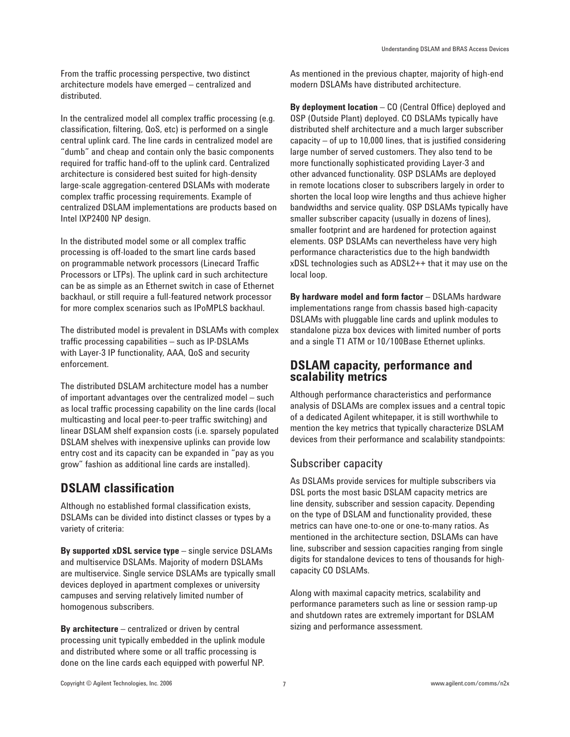From the traffic processing perspective, two distinct architecture models have emerged – centralized and distributed.

In the centralized model all complex traffic processing (e.g. classification, filtering, QoS, etc) is performed on a single central uplink card. The line cards in centralized model are "dumb" and cheap and contain only the basic components required for traffic hand-off to the uplink card. Centralized architecture is considered best suited for high-density large-scale aggregation-centered DSLAMs with moderate complex traffic processing requirements. Example of centralized DSLAM implementations are products based on Intel IXP2400 NP design.

In the distributed model some or all complex traffic processing is off-loaded to the smart line cards based on programmable network processors (Linecard Traffic Processors or LTPs). The uplink card in such architecture can be as simple as an Ethernet switch in case of Ethernet backhaul, or still require a full-featured network processor for more complex scenarios such as IPoMPLS backhaul.

The distributed model is prevalent in DSLAMs with complex traffic processing capabilities – such as IP-DSLAMs with Layer-3 IP functionality, AAA, QoS and security enforcement.

The distributed DSLAM architecture model has a number of important advantages over the centralized model – such as local traffic processing capability on the line cards (local multicasting and local peer-to-peer traffic switching) and linear DSLAM shelf expansion costs (i.e. sparsely populated DSLAM shelves with inexpensive uplinks can provide low entry cost and its capacity can be expanded in "pay as you grow" fashion as additional line cards are installed).

## DSLAM classification

Although no established formal classification exists, DSLAMs can be divided into distinct classes or types by a variety of criteria:

**By supported xDSL service type** – single service DSLAMs and multiservice DSLAMs. Majority of modern DSLAMs are multiservice. Single service DSLAMs are typically small devices deployed in apartment complexes or university campuses and serving relatively limited number of homogenous subscribers.

**By architecture** – centralized or driven by central processing unit typically embedded in the uplink module and distributed where some or all traffic processing is done on the line cards each equipped with powerful NP. As mentioned in the previous chapter, majority of high-end modern DSLAMs have distributed architecture.

**By deployment location** – CO (Central Office) deployed and OSP (Outside Plant) deployed. CO DSLAMs typically have distributed shelf architecture and a much larger subscriber capacity – of up to 10,000 lines, that is justified considering large number of served customers. They also tend to be more functionally sophisticated providing Layer-3 and other advanced functionality. OSP DSLAMs are deployed in remote locations closer to subscribers largely in order to shorten the local loop wire lengths and thus achieve higher bandwidths and service quality. OSP DSLAMs typically have smaller subscriber capacity (usually in dozens of lines), smaller footprint and are hardened for protection against elements. OSP DSLAMs can nevertheless have very high performance characteristics due to the high bandwidth xDSL technologies such as ADSL2++ that it may use on the local loop.

**By hardware model and form factor** – DSLAMs hardware implementations range from chassis based high-capacity DSLAMs with pluggable line cards and uplink modules to standalone pizza box devices with limited number of ports and a single T1 ATM or 10/100Base Ethernet uplinks.

## DSLAM capacity, performance and scalability metrics

Although performance characteristics and performance analysis of DSLAMs are complex issues and a central topic of a dedicated Agilent whitepaper, it is still worthwhile to mention the key metrics that typically characterize DSLAM devices from their performance and scalability standpoints:

### Subscriber capacity

As DSLAMs provide services for multiple subscribers via DSL ports the most basic DSLAM capacity metrics are line density, subscriber and session capacity. Depending on the type of DSLAM and functionality provided, these metrics can have one-to-one or one-to-many ratios. As mentioned in the architecture section, DSLAMs can have line, subscriber and session capacities ranging from single digits for standalone devices to tens of thousands for high-capacity CO DSLAMs.

Along with maximal capacity metrics, scalability and performance parameters such as line or session ramp-up and shutdown rates are extremely important for DSLAM sizing and performance assessment.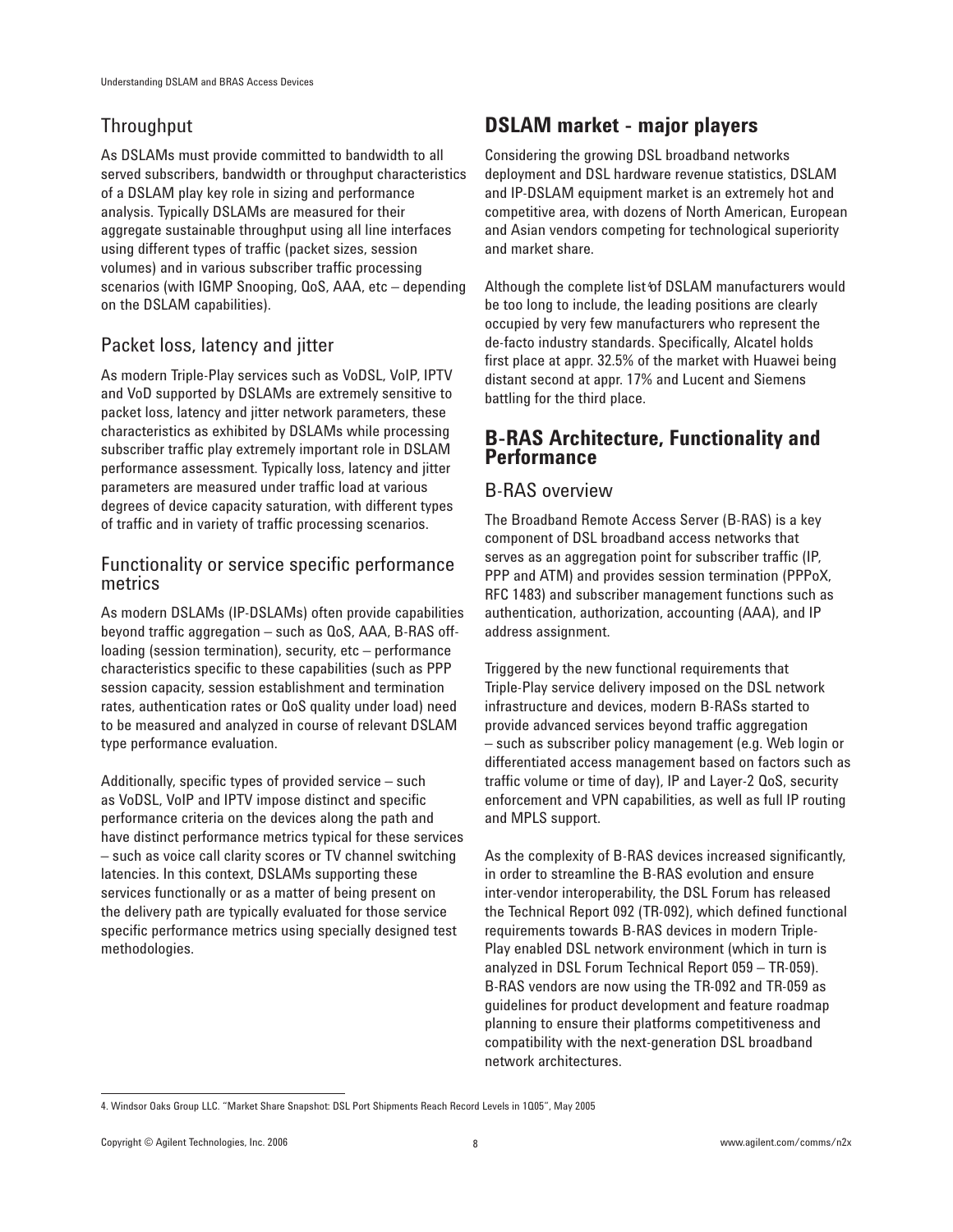### Throughput

As DSLAMs must provide committed to bandwidth to all served subscribers, bandwidth or throughput characteristics of a DSLAM play key role in sizing and performance analysis. Typically DSLAMs are measured for their aggregate sustainable throughput using all line interfaces using different types of traffic (packet sizes, session volumes) and in various subscriber traffic processing scenarios (with IGMP Snooping, QoS, AAA, etc – depending on the DSLAM capabilities).

### Packet loss, latency and jitter

As modern Triple-Play services such as VoDSL, VoIP, IPTV and VoD supported by DSLAMs are extremely sensitive to packet loss, latency and jitter network parameters, these characteristics as exhibited by DSLAMs while processing subscriber traffic play extremely important role in DSLAM performance assessment. Typically loss, latency and jitter parameters are measured under traffic load at various degrees of device capacity saturation, with different types of traffic and in variety of traffic processing scenarios.

### Functionality or service specific performance metrics

As modern DSLAMs (IP-DSLAMs) often provide capabilities beyond traffic aggregation – such as QoS, AAA, B-RAS off-loading (session termination), security, etc – performance characteristics specific to these capabilities (such as PPP session capacity, session establishment and termination rates, authentication rates or QoS quality under load) need to be measured and analyzed in course of relevant DSLAM type performance evaluation.

Additionally, specific types of provided service – such as VoDSL, VoIP and IPTV impose distinct and specific performance criteria on the devices along the path and have distinct performance metrics typical for these services – such as voice call clarity scores or TV channel switching latencies. In this context, DSLAMs supporting these services functionally or as a matter of being present on the delivery path are typically evaluated for those service specific performance metrics using specially designed test methodologies.

## DSLAM market - major players

Considering the growing DSL broadband networks deployment and DSL hardware revenue statistics, DSLAM and IP-DSLAM equipment market is an extremely hot and competitive area, with dozens of North American, European and Asian vendors competing for technological superiority and market share.

Although the complete list[4] of DSLAM manufacturers would be too long to include, the leading positions are clearly occupied by very few manufacturers who represent the de-facto industry standards. Specifically, Alcatel holds first place at appr. 32.5% of the market with Huawei being distant second at appr. 17% and Lucent and Siemens battling for the third place.

## B-RAS Architecture, Functionality and Performance

### B-RAS overview

The Broadband Remote Access Server (B-RAS) is a key component of DSL broadband access networks that serves as an aggregation point for subscriber traffic (IP, PPP and ATM) and provides session termination (PPPoX, RFC 1483) and subscriber management functions such as authentication, authorization, accounting (AAA), and IP address assignment.

Triggered by the new functional requirements that Triple-Play service delivery imposed on the DSL network infrastructure and devices, modern B-RASs started to provide advanced services beyond traffic aggregation – such as subscriber policy management (e.g. Web login or differentiated access management based on factors such as traffic volume or time of day), IP and Layer-2 QoS, security enforcement and VPN capabilities, as well as full IP routing and MPLS support.

As the complexity of B-RAS devices increased significantly, in order to streamline the B-RAS evolution and ensure inter-vendor interoperability, the DSL Forum has released the Technical Report 092 (TR-092), which defined functional requirements towards B-RAS devices in modern Triple-Play enabled DSL network environment (which in turn is analyzed in DSL Forum Technical Report 059 – TR-059). B-RAS vendors are now using the TR-092 and TR-059 as guidelines for product development and feature roadmap planning to ensure their platforms competitiveness and compatibility with the next-generation DSL broadband network architectures.

---

4. Windsor Oaks Group LLC. "Market Share Snapshot: DSL Port Shipments Reach Record Levels in 1Q05", May 2005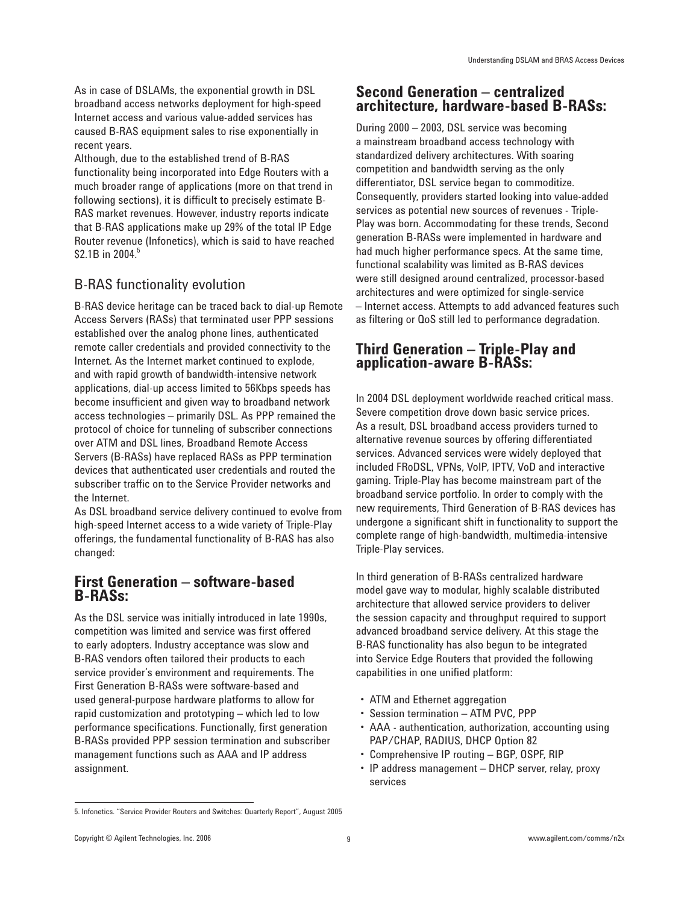As in case of DSLAMs, the exponential growth in DSL broadband access networks deployment for high-speed Internet access and various value-added services has caused B-RAS equipment sales to rise exponentially in recent years.

Although, due to the established trend of B-RAS functionality being incorporated into Edge Routers with a much broader range of applications (more on that trend in following sections), it is difficult to precisely estimate B-RAS market revenues. However, industry reports indicate that B-RAS applications make up 29% of the total IP Edge Router revenue (Infonetics), which is said to have reached \$2.1B in 2004.[5]

## B-RAS functionality evolution

B-RAS device heritage can be traced back to dial-up Remote Access Servers (RASs) that terminated user PPP sessions established over the analog phone lines, authenticated remote caller credentials and provided connectivity to the Internet. As the Internet market continued to explode, and with rapid growth of bandwidth-intensive network applications, dial-up access limited to 56Kbps speeds has become insufficient and given way to broadband network access technologies – primarily DSL. As PPP remained the protocol of choice for tunneling of subscriber connections over ATM and DSL lines, Broadband Remote Access Servers (B-RASs) have replaced RASs as PPP termination devices that authenticated user credentials and routed the subscriber traffic on to the Service Provider networks and the Internet.

As DSL broadband service delivery continued to evolve from high-speed Internet access to a wide variety of Triple-Play offerings, the fundamental functionality of B-RAS has also changed:

### First Generation – software-based B-RASs:

As the DSL service was initially introduced in late 1990s, competition was limited and service was first offered to early adopters. Industry acceptance was slow and B-RAS vendors often tailored their products to each service provider's environment and requirements. The First Generation B-RASs were software-based and used general-purpose hardware platforms to allow for rapid customization and prototyping – which led to low performance specifications. Functionally, first generation B-RASs provided PPP session termination and subscriber management functions such as AAA and IP address assignment.

### Second Generation – centralized architecture, hardware-based B-RASs:

During 2000 – 2003, DSL service was becoming a mainstream broadband access technology with standardized delivery architectures. With soaring competition and bandwidth serving as the only differentiator, DSL service began to commoditize. Consequently, providers started looking into value-added services as potential new sources of revenues - Triple-Play was born. Accommodating for these trends, Second generation B-RASs were implemented in hardware and had much higher performance specs. At the same time, functional scalability was limited as B-RAS devices were still designed around centralized, processor-based architectures and were optimized for single-service – Internet access. Attempts to add advanced features such as filtering or QoS still led to performance degradation.

### Third Generation – Triple-Play and application-aware B-RASs:

In 2004 DSL deployment worldwide reached critical mass. Severe competition drove down basic service prices. As a result, DSL broadband access providers turned to alternative revenue sources by offering differentiated services. Advanced services were widely deployed that included FRoDSL, VPNs, VoIP, IPTV, VoD and interactive gaming. Triple-Play has become mainstream part of the broadband service portfolio. In order to comply with the new requirements, Third Generation of B-RAS devices has undergone a significant shift in functionality to support the complete range of high-bandwidth, multimedia-intensive Triple-Play services.

In third generation of B-RASs centralized hardware model gave way to modular, highly scalable distributed architecture that allowed service providers to deliver the session capacity and throughput required to support advanced broadband service delivery. At this stage the B-RAS functionality has also begun to be integrated into Service Edge Routers that provided the following capabilities in one unified platform:

- ATM and Ethernet aggregation
- Session termination – ATM PVC, PPP
- AAA - authentication, authorization, accounting using PAP/CHAP, RADIUS, DHCP Option 82
- Comprehensive IP routing – BGP, OSPF, RIP
- IP address management – DHCP server, relay, proxy services

---

5. Infonetics. "Service Provider Routers and Switches: Quarterly Report", August 2005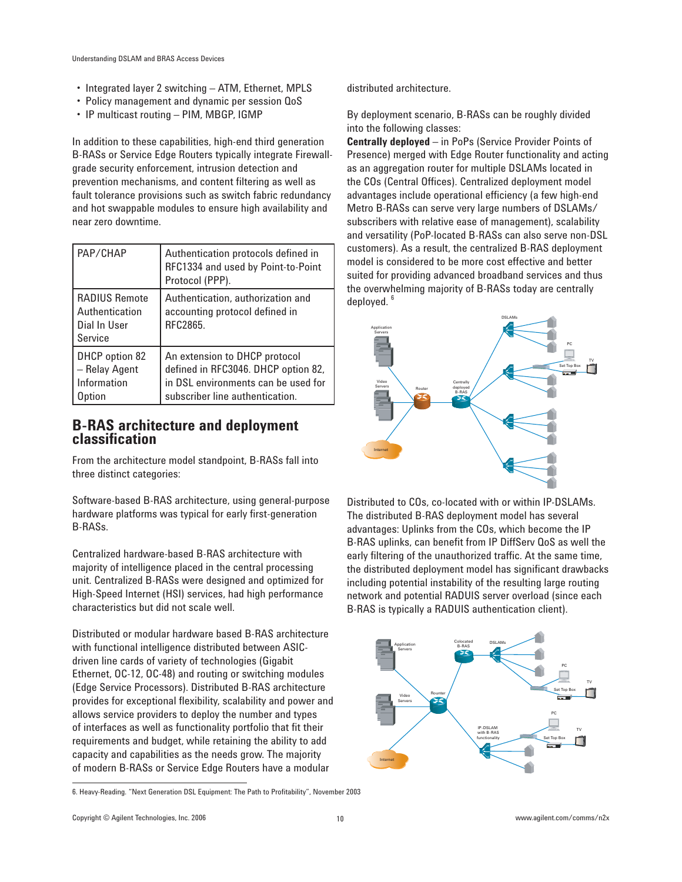- Integrated layer 2 switching – ATM, Ethernet, MPLS
- Policy management and dynamic per session QoS
- IP multicast routing – PIM, MBGP, IGMP

In addition to these capabilities, high-end third generation B-RASs or Service Edge Routers typically integrate Firewall-grade security enforcement, intrusion detection and prevention mechanisms, and content filtering as well as fault tolerance provisions such as switch fabric redundancy and hot swappable modules to ensure high availability and near zero downtime.

| PAP/CHAP | Authentication protocols defined in RFC1334 and used by Point-to-Point Protocol (PPP). |
|---|---|
| RADIUS Remote Authentication Dial In User Service | Authentication, authorization and accounting protocol defined in RFC2865. |
| DHCP option 82 – Relay Agent Information Option | An extension to DHCP protocol defined in RFC3046. DHCP option 82, in DSL environments can be used for subscriber line authentication. |

## B-RAS architecture and deployment classification

From the architecture model standpoint, B-RASs fall into three distinct categories:

Software-based B-RAS architecture, using general-purpose hardware platforms was typical for early first-generation B-RASs.

Centralized hardware-based B-RAS architecture with majority of intelligence placed in the central processing unit. Centralized B-RASs were designed and optimized for High-Speed Internet (HSI) services, had high performance characteristics but did not scale well.

Distributed or modular hardware based B-RAS architecture with functional intelligence distributed between ASIC-driven line cards of variety of technologies (Gigabit Ethernet, OC-12, OC-48) and routing or switching modules (Edge Service Processors). Distributed B-RAS architecture provides for exceptional flexibility, scalability and power and allows service providers to deploy the number and types of interfaces as well as functionality portfolio that fit their requirements and budget, while retaining the ability to add capacity and capabilities as the needs grow. The majority of modern B-RASs or Service Edge Routers have a modular distributed architecture.

By deployment scenario, B-RASs can be roughly divided into the following classes:

**Centrally deployed** – in PoPs (Service Provider Points of Presence) merged with Edge Router functionality and acting as an aggregation router for multiple DSLAMs located in the COs (Central Offices). Centralized deployment model advantages include operational efficiency (a few high-end Metro B-RASs can serve very large numbers of DSLAMs/ subscribers with relative ease of management), scalability and versatility (PoP-located B-RASs can also serve non-DSL customers). As a result, the centralized B-RAS deployment model is considered to be more cost effective and better suited for providing advanced broadband services and thus the overwhelming majority of B-RASs today are centrally deployed. [6]

Distributed to COs, co-located with or within IP-DSLAMs. The distributed B-RAS deployment model has several advantages: Uplinks from the COs, which become the IP B-RAS uplinks, can benefit from IP DiffServ QoS as well the early filtering of the unauthorized traffic. At the same time, the distributed deployment model has significant drawbacks including potential instability of the resulting large routing network and potential RADUIS server overload (since each B-RAS is typically a RADUIS authentication client).

6. Heavy-Reading. "Next Generation DSL Equipment: The Path to Profitability", November 2003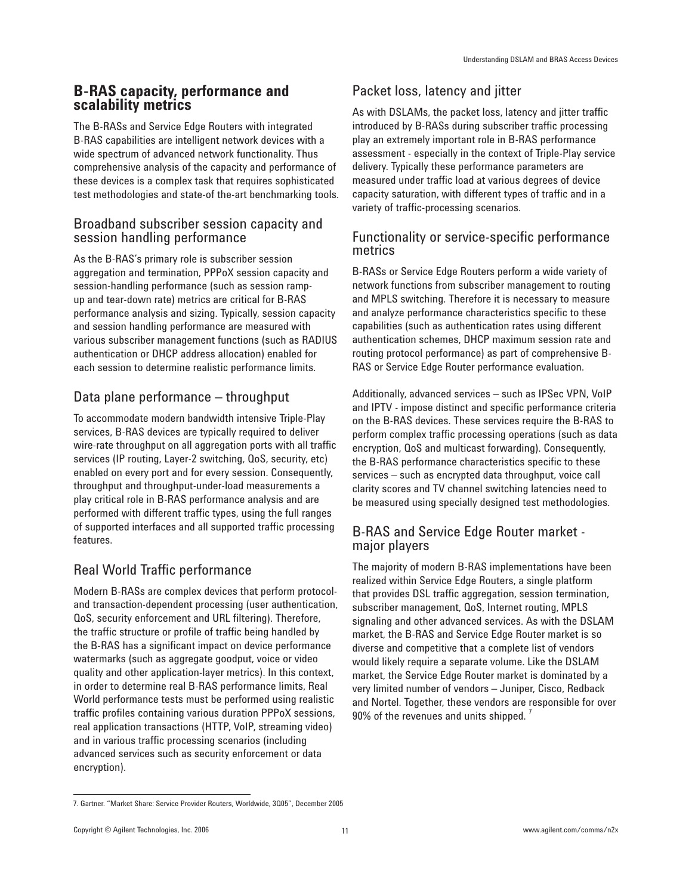## B-RAS capacity, performance and scalability metrics

The B-RASs and Service Edge Routers with integrated B-RAS capabilities are intelligent network devices with a wide spectrum of advanced network functionality. Thus comprehensive analysis of the capacity and performance of these devices is a complex task that requires sophisticated test methodologies and state-of-the-art benchmarking tools.

### Broadband subscriber session capacity and session handling performance

As the B-RAS's primary role is subscriber session aggregation and termination, PPPoX session capacity and session-handling performance (such as session ramp-up and tear-down rate) metrics are critical for B-RAS performance analysis and sizing. Typically, session capacity and session handling performance are measured with various subscriber management functions (such as RADIUS authentication or DHCP address allocation) enabled for each session to determine realistic performance limits.

### Data plane performance – throughput

To accommodate modern bandwidth intensive Triple-Play services, B-RAS devices are typically required to deliver wire-rate throughput on all aggregation ports with all traffic services (IP routing, Layer-2 switching, QoS, security, etc) enabled on every port and for every session. Consequently, throughput and throughput-under-load measurements a play critical role in B-RAS performance analysis and are performed with different traffic types, using the full ranges of supported interfaces and all supported traffic processing features.

### Real World Traffic performance

Modern B-RASs are complex devices that perform protocol- and transaction-dependent processing (user authentication, QoS, security enforcement and URL filtering). Therefore, the traffic structure or profile of traffic being handled by the B-RAS has a significant impact on device performance watermarks (such as aggregate goodput, voice or video quality and other application-layer metrics). In this context, in order to determine real B-RAS performance limits, Real World performance tests must be performed using realistic traffic profiles containing various duration PPPoX sessions, real application transactions (HTTP, VoIP, streaming video) and in various traffic processing scenarios (including advanced services such as security enforcement or data encryption).

### Packet loss, latency and jitter

As with DSLAMs, the packet loss, latency and jitter traffic introduced by B-RASs during subscriber traffic processing play an extremely important role in B-RAS performance assessment - especially in the context of Triple-Play service delivery. Typically these performance parameters are measured under traffic load at various degrees of device capacity saturation, with different types of traffic and in a variety of traffic-processing scenarios.

### Functionality or service-specific performance metrics

B-RASs or Service Edge Routers perform a wide variety of network functions from subscriber management to routing and MPLS switching. Therefore it is necessary to measure and analyze performance characteristics specific to these capabilities (such as authentication rates using different authentication schemes, DHCP maximum session rate and routing protocol performance) as part of comprehensive B-RAS or Service Edge Router performance evaluation.

Additionally, advanced services – such as IPSec VPN, VoIP and IPTV - impose distinct and specific performance criteria on the B-RAS devices. These services require the B-RAS to perform complex traffic processing operations (such as data encryption, QoS and multicast forwarding). Consequently, the B-RAS performance characteristics specific to these services – such as encrypted data throughput, voice call clarity scores and TV channel switching latencies need to be measured using specially designed test methodologies.

### B-RAS and Service Edge Router market - major players

The majority of modern B-RAS implementations have been realized within Service Edge Routers, a single platform that provides DSL traffic aggregation, session termination, subscriber management, QoS, Internet routing, MPLS signaling and other advanced services. As with the DSLAM market, the B-RAS and Service Edge Router market is so diverse and competitive that a complete list of vendors would likely require a separate volume. Like the DSLAM market, the Service Edge Router market is dominated by a very limited number of vendors – Juniper, Cisco, Redback and Nortel. Together, these vendors are responsible for over 90% of the revenues and units shipped. [7]

7. Gartner. "Market Share: Service Provider Routers, Worldwide, 3Q05", December 2005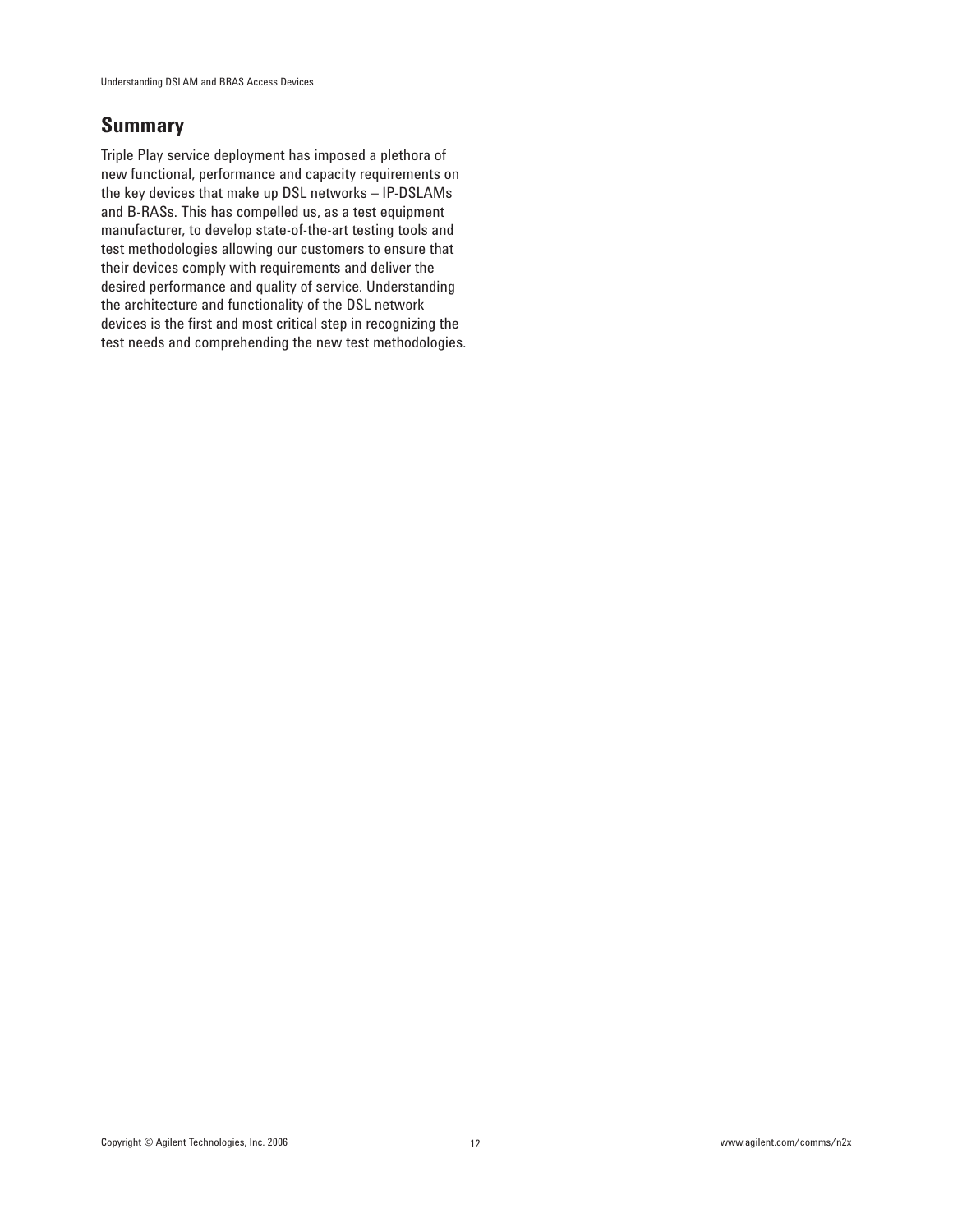## Summary

Triple Play service deployment has imposed a plethora of new functional, performance and capacity requirements on the key devices that make up DSL networks – IP-DSLAMs and B-RASs. This has compelled us, as a test equipment manufacturer, to develop state-of-the-art testing tools and test methodologies allowing our customers to ensure that their devices comply with requirements and deliver the desired performance and quality of service. Understanding the architecture and functionality of the DSL network devices is the first and most critical step in recognizing the test needs and comprehending the new test methodologies.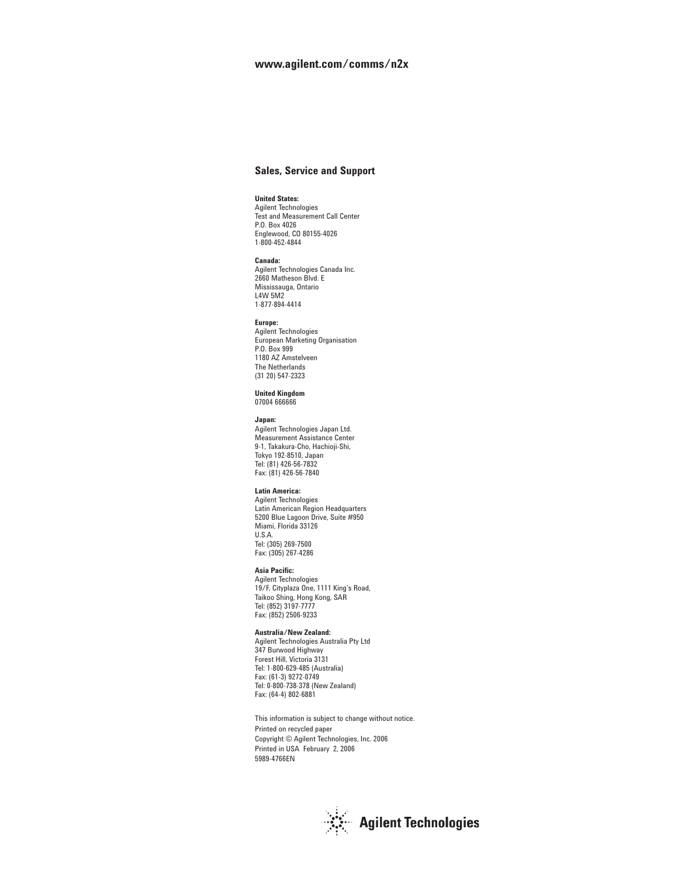**www.agilent.com/comms/n2x**

## Sales, Service and Support

**United States:**
Agilent Technologies
Test and Measurement Call Center
P.O. Box 4026
Englewood, CO 80155-4026
1-800-452-4844

**Canada:**
Agilent Technologies Canada Inc.
2660 Matheson Blvd. E
Mississauga, Ontario
L4W 5M2
1-877-894-4414

**Europe:**
Agilent Technologies
European Marketing Organisation
P.O. Box 999
1180 AZ Amstelveen
The Netherlands
(31 20) 547-2323

**United Kingdom**
07004 666666

**Japan:**
Agilent Technologies Japan Ltd.
Measurement Assistance Center
9-1, Takakura-Cho, Hachioji-Shi,
Tokyo 192-8510, Japan
Tel: (81) 426-56-7832
Fax: (81) 426-56-7840

**Latin America:**
Agilent Technologies
Latin American Region Headquarters
5200 Blue Lagoon Drive, Suite #950
Miami, Florida 33126
U.S.A.
Tel: (305) 269-7500
Fax: (305) 267-4286

**Asia Pacific:**
Agilent Technologies
19/F, Cityplaza One, 1111 King's Road,
Taikoo Shing, Hong Kong, SAR
Tel: (852) 3197-7777
Fax: (852) 2506-9233

**Australia/New Zealand:**
Agilent Technologies Australia Pty Ltd
347 Burwood Highway
Forest Hill, Victoria 3131
Tel: 1-800-629-485 (Australia)
Fax: (61-3) 9272-0749
Tel: 0-800-738-378 (New Zealand)
Fax: (64-4) 802-6881

This information is subject to change without notice.
Printed on recycled paper
Copyright © Agilent Technologies, Inc. 2006
Printed in USA February 2, 2006
5989-4766EN

**Agilent Technologies**